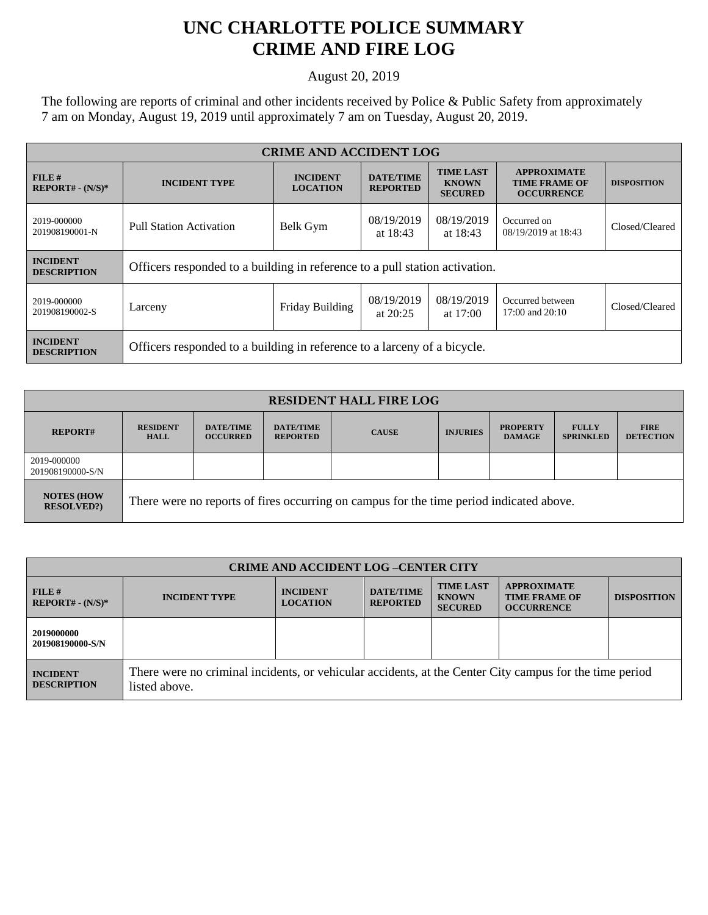# UNC CHARLOTTE POLICE SUMMARY
# CRIME AND FIRE LOG

August 20, 2019

The following are reports of criminal and other incidents received by Police & Public Safety from approximately 7 am on Monday, August 19, 2019 until approximately 7 am on Tuesday, August 20, 2019.

| CRIME AND ACCIDENT LOG | | | | | | |
|---|---|---|---|---|---|---|
| **FILE # REPORT# - (N/S)*** | **INCIDENT TYPE** | **INCIDENT LOCATION** | **DATE/TIME REPORTED** | **TIME LAST KNOWN SECURED** | **APPROXIMATE TIME FRAME OF OCCURRENCE** | **DISPOSITION** |
| 2019-000000 201908190001-N | Pull Station Activation | Belk Gym | 08/19/2019 at 18:43 | 08/19/2019 at 18:43 | Occurred on 08/19/2019 at 18:43 | Closed/Cleared |
| **INCIDENT DESCRIPTION** | Officers responded to a building in reference to a pull station activation. | | | | | |
| 2019-000000 201908190002-S | Larceny | Friday Building | 08/19/2019 at 20:25 | 08/19/2019 at 17:00 | Occurred between 17:00 and 20:10 | Closed/Cleared |
| **INCIDENT DESCRIPTION** | Officers responded to a building in reference to a larceny of a bicycle. | | | | | |

| RESIDENT HALL FIRE LOG | | | | | | | | |
|---|---|---|---|---|---|---|---|---|
| **REPORT#** | **RESIDENT HALL** | **DATE/TIME OCCURRED** | **DATE/TIME REPORTED** | **CAUSE** | **INJURIES** | **PROPERTY DAMAGE** | **FULLY SPRINKLED** | **FIRE DETECTION** |
| 2019-000000 201908190000-S/N | | | | | | | | |
| **NOTES (HOW RESOLVED?)** | There were no reports of fires occurring on campus for the time period indicated above. | | | | | | | |

| CRIME AND ACCIDENT LOG –CENTER CITY | | | | | | |
|---|---|---|---|---|---|---|
| **FILE # REPORT# - (N/S)*** | **INCIDENT TYPE** | **INCIDENT LOCATION** | **DATE/TIME REPORTED** | **TIME LAST KNOWN SECURED** | **APPROXIMATE TIME FRAME OF OCCURRENCE** | **DISPOSITION** |
| **2019000000 201908190000-S/N** | | | | | | |
| **INCIDENT DESCRIPTION** | There were no criminal incidents, or vehicular accidents, at the Center City campus for the time period listed above. | | | | | |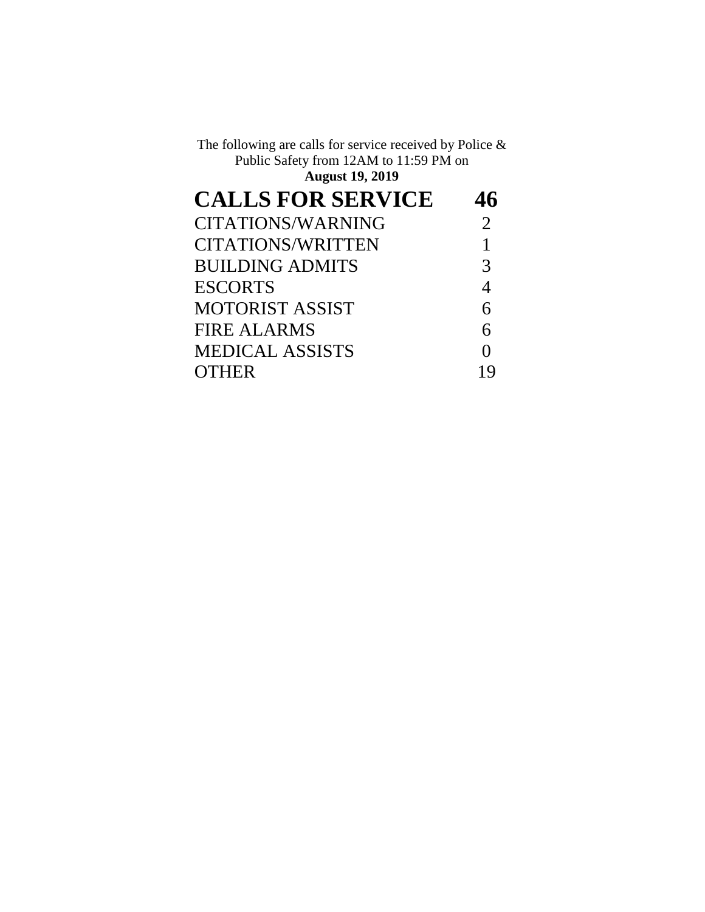The following are calls for service received by Police & Public Safety from 12AM to 11:59 PM on

**August 19, 2019**

| | |
|---|---|
| **CALLS FOR SERVICE** | **46** |
| CITATIONS/WARNING | 2 |
| CITATIONS/WRITTEN | 1 |
| BUILDING ADMITS | 3 |
| ESCORTS | 4 |
| MOTORIST ASSIST | 6 |
| FIRE ALARMS | 6 |
| MEDICAL ASSISTS | 0 |
| OTHER | 19 |